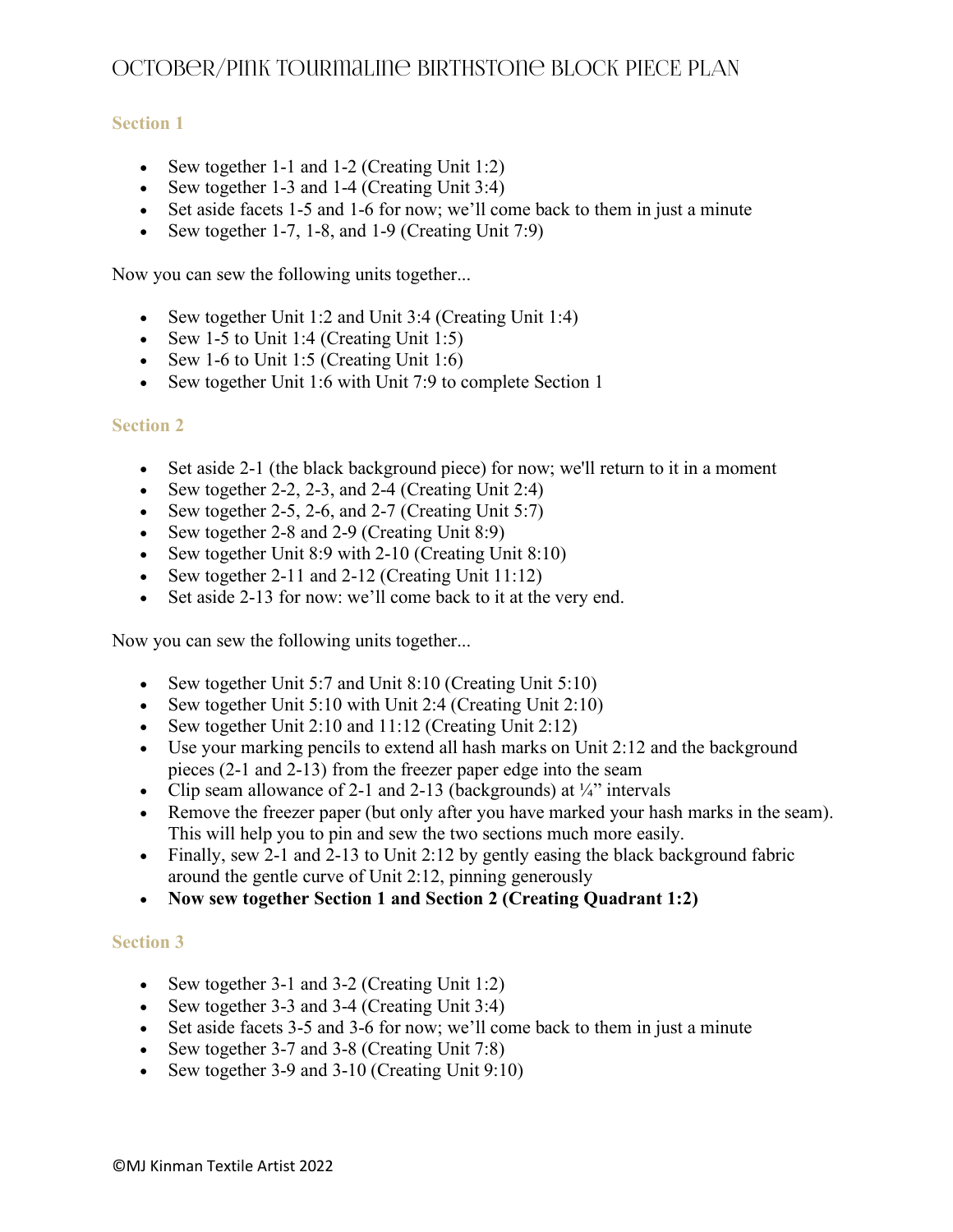# October/Pink Tourmaline Birthstone Block Piece Plan

### Section 1

- Sew together 1-1 and 1-2 (Creating Unit 1:2)
- Sew together 1-3 and 1-4 (Creating Unit 3:4)
- Set aside facets 1-5 and 1-6 for now; we'll come back to them in just a minute
- Sew together 1-7, 1-8, and 1-9 (Creating Unit 7:9)

Now you can sew the following units together...

- Sew together Unit 1:2 and Unit 3:4 (Creating Unit 1:4)
- Sew 1-5 to Unit 1:4 (Creating Unit 1:5)
- Sew 1-6 to Unit 1:5 (Creating Unit 1:6)
- Sew together Unit 1:6 with Unit 7:9 to complete Section 1

### Section 2

- Set aside 2-1 (the black background piece) for now; we'll return to it in a moment
- Sew together 2-2, 2-3, and 2-4 (Creating Unit 2:4)
- Sew together 2-5, 2-6, and 2-7 (Creating Unit 5:7)
- Sew together 2-8 and 2-9 (Creating Unit 8:9)
- Sew together Unit 8:9 with 2-10 (Creating Unit 8:10)
- Sew together 2-11 and 2-12 (Creating Unit 11:12)
- Set aside 2-13 for now: we'll come back to it at the very end.

Now you can sew the following units together...

- Sew together Unit 5:7 and Unit 8:10 (Creating Unit 5:10)
- Sew together Unit 5:10 with Unit 2:4 (Creating Unit 2:10)
- Sew together Unit 2:10 and 11:12 (Creating Unit 2:12)
- Use your marking pencils to extend all hash marks on Unit 2:12 and the background pieces (2-1 and 2-13) from the freezer paper edge into the seam
- Clip seam allowance of 2-1 and 2-13 (backgrounds) at ¼" intervals
- Remove the freezer paper (but only after you have marked your hash marks in the seam). This will help you to pin and sew the two sections much more easily.
- Finally, sew 2-1 and 2-13 to Unit 2:12 by gently easing the black background fabric around the gentle curve of Unit 2:12, pinning generously
- **Now sew together Section 1 and Section 2 (Creating Quadrant 1:2)**

### Section 3

- Sew together 3-1 and 3-2 (Creating Unit 1:2)
- Sew together 3-3 and 3-4 (Creating Unit 3:4)
- Set aside facets 3-5 and 3-6 for now; we'll come back to them in just a minute
- Sew together 3-7 and 3-8 (Creating Unit 7:8)
- Sew together 3-9 and 3-10 (Creating Unit 9:10)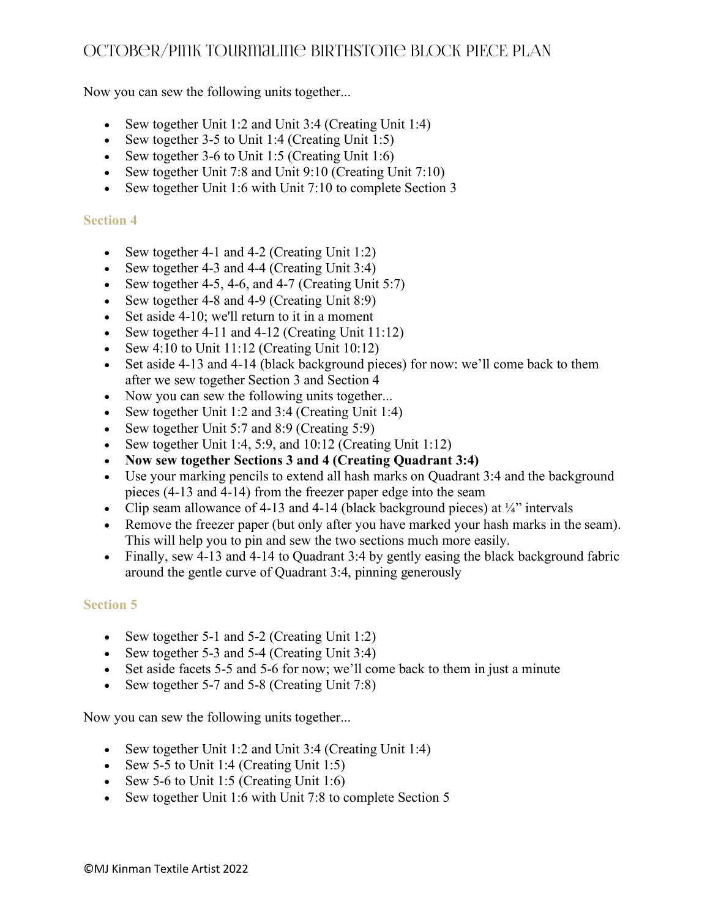# October/Pink Tourmaline Birthstone Block Piece Plan

Now you can sew the following units together...

- Sew together Unit 1:2 and Unit 3:4 (Creating Unit 1:4)
- Sew together 3-5 to Unit 1:4 (Creating Unit 1:5)
- Sew together 3-6 to Unit 1:5 (Creating Unit 1:6)
- Sew together Unit 7:8 and Unit 9:10 (Creating Unit 7:10)
- Sew together Unit 1:6 with Unit 7:10 to complete Section 3

### Section 4

- Sew together 4-1 and 4-2 (Creating Unit 1:2)
- Sew together 4-3 and 4-4 (Creating Unit 3:4)
- Sew together 4-5, 4-6, and 4-7 (Creating Unit 5:7)
- Sew together 4-8 and 4-9 (Creating Unit 8:9)
- Set aside 4-10; we'll return to it in a moment
- Sew together 4-11 and 4-12 (Creating Unit 11:12)
- Sew 4:10 to Unit 11:12 (Creating Unit 10:12)
- Set aside 4-13 and 4-14 (black background pieces) for now: we'll come back to them after we sew together Section 3 and Section 4
- Now you can sew the following units together...
- Sew together Unit 1:2 and 3:4 (Creating Unit 1:4)
- Sew together Unit 5:7 and 8:9 (Creating 5:9)
- Sew together Unit 1:4, 5:9, and 10:12 (Creating Unit 1:12)
- **Now sew together Sections 3 and 4 (Creating Quadrant 3:4)**
- Use your marking pencils to extend all hash marks on Quadrant 3:4 and the background pieces (4-13 and 4-14) from the freezer paper edge into the seam
- Clip seam allowance of 4-13 and 4-14 (black background pieces) at ¼" intervals
- Remove the freezer paper (but only after you have marked your hash marks in the seam). This will help you to pin and sew the two sections much more easily.
- Finally, sew 4-13 and 4-14 to Quadrant 3:4 by gently easing the black background fabric around the gentle curve of Quadrant 3:4, pinning generously

### Section 5

- Sew together 5-1 and 5-2 (Creating Unit 1:2)
- Sew together 5-3 and 5-4 (Creating Unit 3:4)
- Set aside facets 5-5 and 5-6 for now; we'll come back to them in just a minute
- Sew together 5-7 and 5-8 (Creating Unit 7:8)

Now you can sew the following units together...

- Sew together Unit 1:2 and Unit 3:4 (Creating Unit 1:4)
- Sew 5-5 to Unit 1:4 (Creating Unit 1:5)
- Sew 5-6 to Unit 1:5 (Creating Unit 1:6)
- Sew together Unit 1:6 with Unit 7:8 to complete Section 5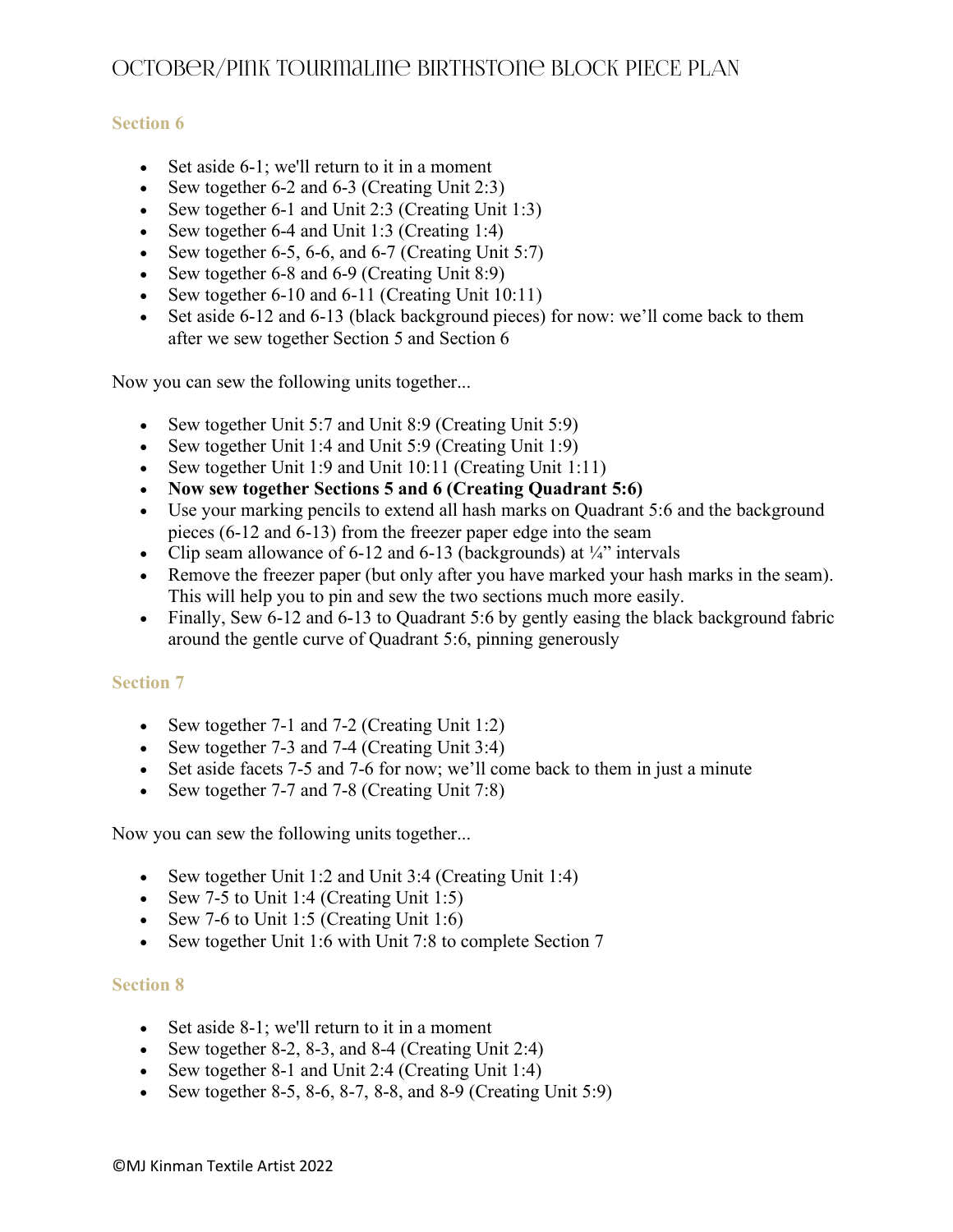# October/Pink Tourmaline Birthstone Block Piece Plan

### Section 6

- Set aside 6-1; we'll return to it in a moment
- Sew together 6-2 and 6-3 (Creating Unit 2:3)
- Sew together 6-1 and Unit 2:3 (Creating Unit 1:3)
- Sew together 6-4 and Unit 1:3 (Creating 1:4)
- Sew together 6-5, 6-6, and 6-7 (Creating Unit 5:7)
- Sew together 6-8 and 6-9 (Creating Unit 8:9)
- Sew together 6-10 and 6-11 (Creating Unit 10:11)
- Set aside 6-12 and 6-13 (black background pieces) for now: we'll come back to them after we sew together Section 5 and Section 6

Now you can sew the following units together...

- Sew together Unit 5:7 and Unit 8:9 (Creating Unit 5:9)
- Sew together Unit 1:4 and Unit 5:9 (Creating Unit 1:9)
- Sew together Unit 1:9 and Unit 10:11 (Creating Unit 1:11)
- **Now sew together Sections 5 and 6 (Creating Quadrant 5:6)**
- Use your marking pencils to extend all hash marks on Quadrant 5:6 and the background pieces (6-12 and 6-13) from the freezer paper edge into the seam
- Clip seam allowance of 6-12 and 6-13 (backgrounds) at ¼" intervals
- Remove the freezer paper (but only after you have marked your hash marks in the seam). This will help you to pin and sew the two sections much more easily.
- Finally, Sew 6-12 and 6-13 to Quadrant 5:6 by gently easing the black background fabric around the gentle curve of Quadrant 5:6, pinning generously

### Section 7

- Sew together 7-1 and 7-2 (Creating Unit 1:2)
- Sew together 7-3 and 7-4 (Creating Unit 3:4)
- Set aside facets 7-5 and 7-6 for now; we'll come back to them in just a minute
- Sew together 7-7 and 7-8 (Creating Unit 7:8)

Now you can sew the following units together...

- Sew together Unit 1:2 and Unit 3:4 (Creating Unit 1:4)
- Sew 7-5 to Unit 1:4 (Creating Unit 1:5)
- Sew 7-6 to Unit 1:5 (Creating Unit 1:6)
- Sew together Unit 1:6 with Unit 7:8 to complete Section 7

### Section 8

- Set aside 8-1; we'll return to it in a moment
- Sew together 8-2, 8-3, and 8-4 (Creating Unit 2:4)
- Sew together 8-1 and Unit 2:4 (Creating Unit 1:4)
- Sew together 8-5, 8-6, 8-7, 8-8, and 8-9 (Creating Unit 5:9)

©MJ Kinman Textile Artist 2022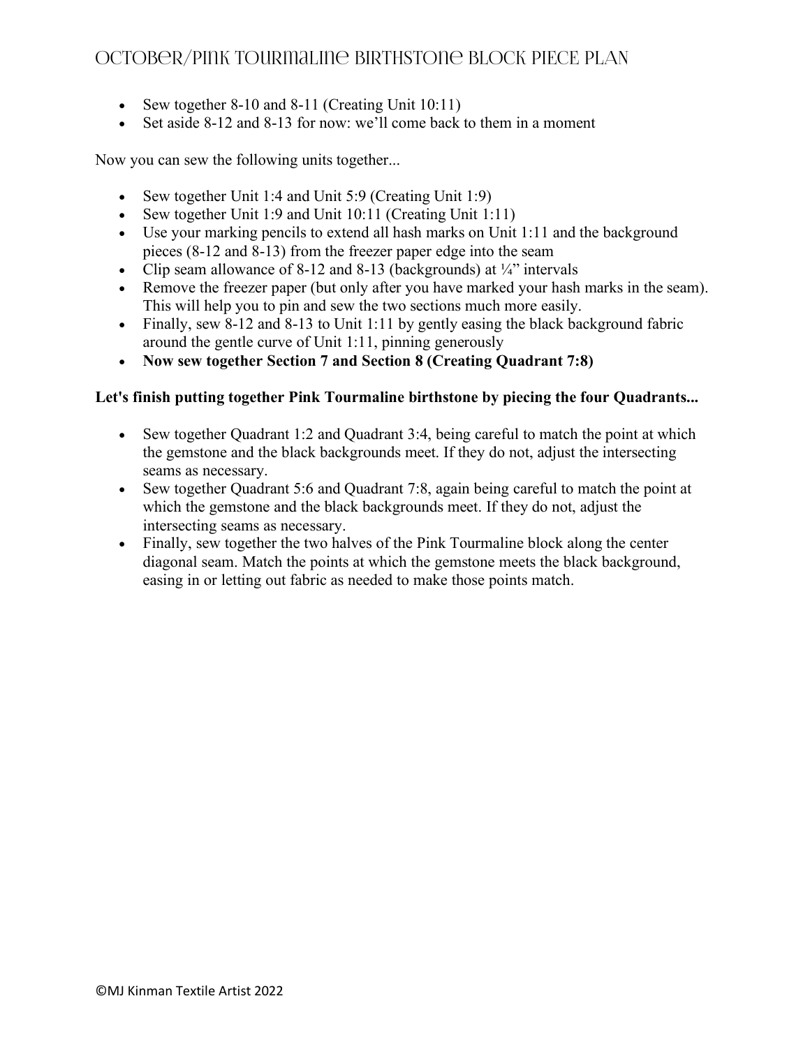- Sew together 8-10 and 8-11 (Creating Unit 10:11)
- Set aside 8-12 and 8-13 for now: we'll come back to them in a moment

Now you can sew the following units together...

- Sew together Unit 1:4 and Unit 5:9 (Creating Unit 1:9)
- Sew together Unit 1:9 and Unit 10:11 (Creating Unit 1:11)
- Use your marking pencils to extend all hash marks on Unit 1:11 and the background pieces (8-12 and 8-13) from the freezer paper edge into the seam
- Clip seam allowance of 8-12 and 8-13 (backgrounds) at ¼" intervals
- Remove the freezer paper (but only after you have marked your hash marks in the seam). This will help you to pin and sew the two sections much more easily.
- Finally, sew 8-12 and 8-13 to Unit 1:11 by gently easing the black background fabric around the gentle curve of Unit 1:11, pinning generously
- **Now sew together Section 7 and Section 8 (Creating Quadrant 7:8)**

**Let's finish putting together Pink Tourmaline birthstone by piecing the four Quadrants...**

- Sew together Quadrant 1:2 and Quadrant 3:4, being careful to match the point at which the gemstone and the black backgrounds meet. If they do not, adjust the intersecting seams as necessary.
- Sew together Quadrant 5:6 and Quadrant 7:8, again being careful to match the point at which the gemstone and the black backgrounds meet. If they do not, adjust the intersecting seams as necessary.
- Finally, sew together the two halves of the Pink Tourmaline block along the center diagonal seam. Match the points at which the gemstone meets the black background, easing in or letting out fabric as needed to make those points match.